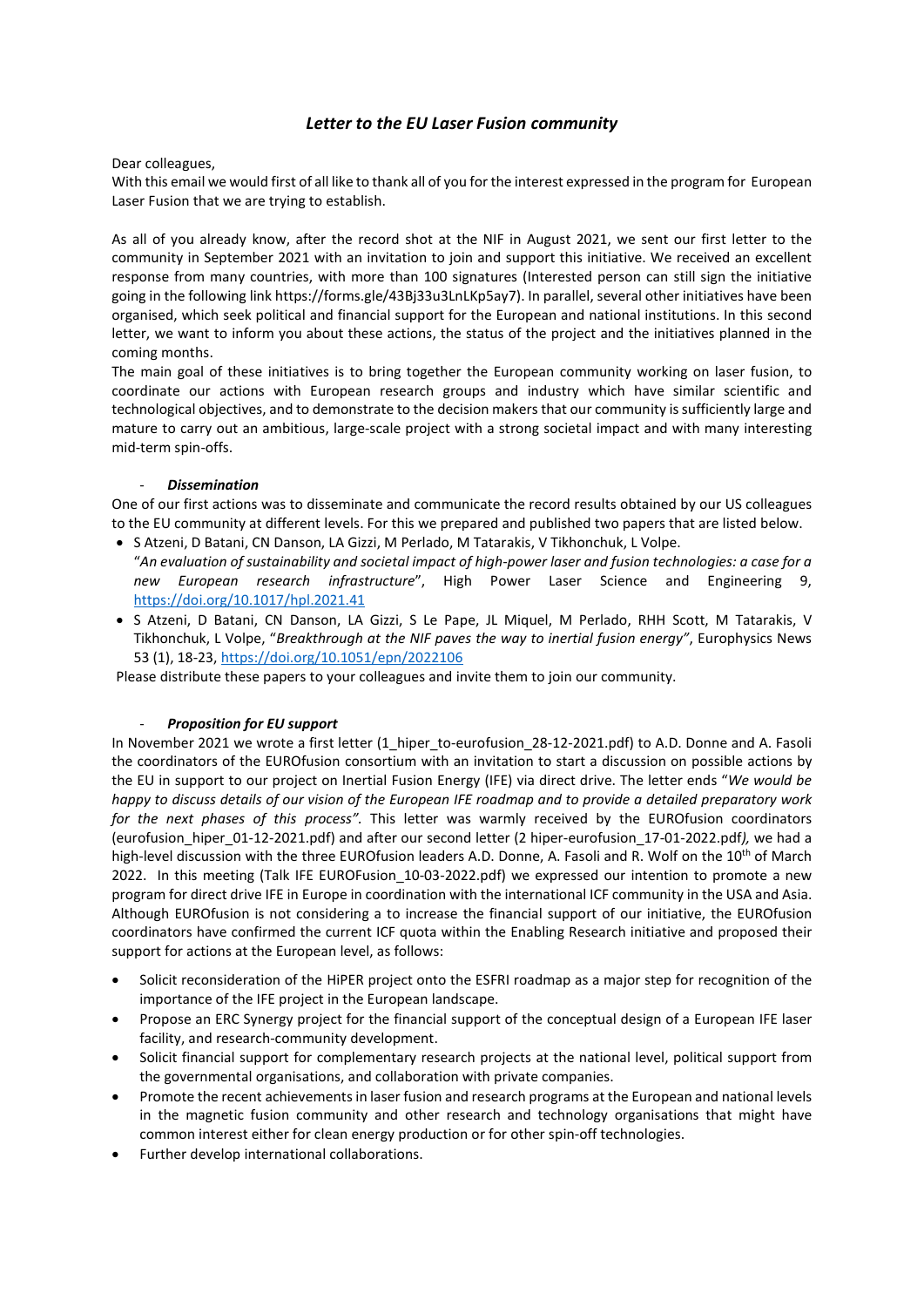## *Letter to the EU Laser Fusion community*

Dear colleagues,

With this email we would first of all like to thank all of you for the interest expressed in the program for European Laser Fusion that we are trying to establish.

As all of you already know, after the record shot at the NIF in August 2021, we sent our first letter to the community in September 2021 with an invitation to join and support this initiative. We received an excellent response from many countries, with more than 100 signatures (Interested person can still sign the initiative going in the following link https://forms.gle/43Bj33u3LnLKp5ay7). In parallel, several other initiatives have been organised, which seek political and financial support for the European and national institutions. In this second letter, we want to inform you about these actions, the status of the project and the initiatives planned in the coming months.

The main goal of these initiatives is to bring together the European community working on laser fusion, to coordinate our actions with European research groups and industry which have similar scientific and technological objectives, and to demonstrate to the decision makers that our community is sufficiently large and mature to carry out an ambitious, large-scale project with a strong societal impact and with many interesting mid-term spin-offs.

- ***Dissemination***

One of our first actions was to disseminate and communicate the record results obtained by our US colleagues to the EU community at different levels. For this we prepared and published two papers that are listed below.

- S Atzeni, D Batani, CN Danson, LA Gizzi, M Perlado, M Tatarakis, V Tikhonchuk, L Volpe. "*An evaluation of sustainability and societal impact of high-power laser and fusion technologies: a case for a new European research infrastructure*", High Power Laser Science and Engineering 9, https://doi.org/10.1017/hpl.2021.41
- S Atzeni, D Batani, CN Danson, LA Gizzi, S Le Pape, JL Miquel, M Perlado, RHH Scott, M Tatarakis, V Tikhonchuk, L Volpe, "*Breakthrough at the NIF paves the way to inertial fusion energy"*, Europhysics News 53 (1), 18-23, https://doi.org/10.1051/epn/2022106

Please distribute these papers to your colleagues and invite them to join our community.

- ***Proposition for EU support***

In November 2021 we wrote a first letter (1_hiper_to-eurofusion_28-12-2021.pdf) to A.D. Donne and A. Fasoli the coordinators of the EUROfusion consortium with an invitation to start a discussion on possible actions by the EU in support to our project on Inertial Fusion Energy (IFE) via direct drive. The letter ends "*We would be happy to discuss details of our vision of the European IFE roadmap and to provide a detailed preparatory work for the next phases of this process".* This letter was warmly received by the EUROfusion coordinators (eurofusion_hiper_01-12-2021.pdf) and after our second letter (2 hiper-eurofusion_17-01-2022.pdf*),* we had a high-level discussion with the three EUROfusion leaders A.D. Donne, A. Fasoli and R. Wolf on the 10th of March 2022. In this meeting (Talk IFE EUROFusion_10-03-2022.pdf) we expressed our intention to promote a new program for direct drive IFE in Europe in coordination with the international ICF community in the USA and Asia. Although EUROfusion is not considering a to increase the financial support of our initiative, the EUROfusion coordinators have confirmed the current ICF quota within the Enabling Research initiative and proposed their support for actions at the European level, as follows:

- Solicit reconsideration of the HiPER project onto the ESFRI roadmap as a major step for recognition of the importance of the IFE project in the European landscape.
- Propose an ERC Synergy project for the financial support of the conceptual design of a European IFE laser facility, and research-community development.
- Solicit financial support for complementary research projects at the national level, political support from the governmental organisations, and collaboration with private companies.
- Promote the recent achievements in laser fusion and research programs at the European and national levels in the magnetic fusion community and other research and technology organisations that might have common interest either for clean energy production or for other spin-off technologies.
- Further develop international collaborations.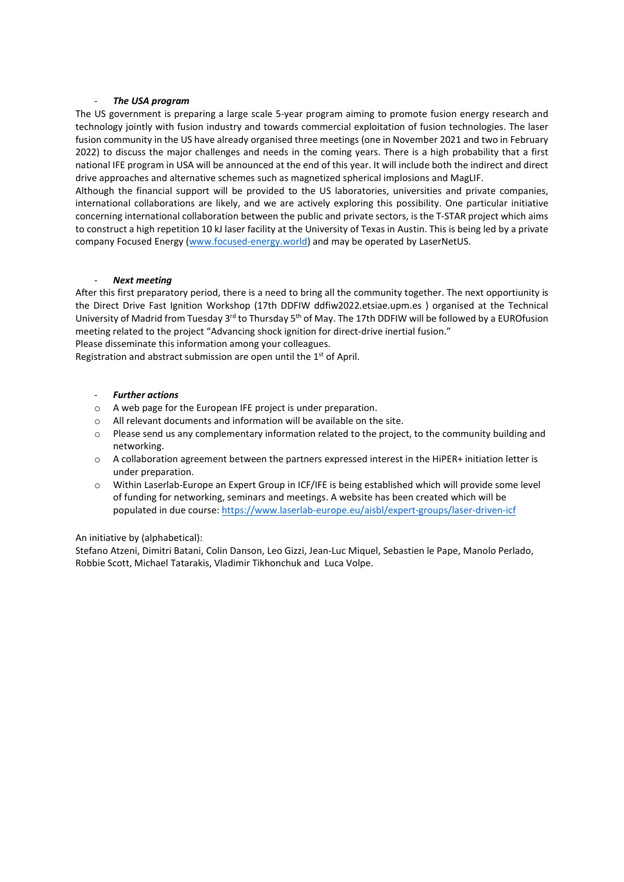- ***The USA program***

The US government is preparing a large scale 5-year program aiming to promote fusion energy research and technology jointly with fusion industry and towards commercial exploitation of fusion technologies. The laser fusion community in the US have already organised three meetings (one in November 2021 and two in February 2022) to discuss the major challenges and needs in the coming years. There is a high probability that a first national IFE program in USA will be announced at the end of this year. It will include both the indirect and direct drive approaches and alternative schemes such as magnetized spherical implosions and MagLIF.

Although the financial support will be provided to the US laboratories, universities and private companies, international collaborations are likely, and we are actively exploring this possibility. One particular initiative concerning international collaboration between the public and private sectors, is the T-STAR project which aims to construct a high repetition 10 kJ laser facility at the University of Texas in Austin. This is being led by a private company Focused Energy ([www.focused-energy.world](www.focused-energy.world)) and may be operated by LaserNetUS.

- ***Next meeting***

After this first preparatory period, there is a need to bring all the community together. The next opportiunity is the Direct Drive Fast Ignition Workshop (17th DDFIW ddfiw2022.etsiae.upm.es ) organised at the Technical University of Madrid from Tuesday 3rd to Thursday 5th of May. The 17th DDFIW will be followed by a EUROfusion meeting related to the project "Advancing shock ignition for direct-drive inertial fusion."

Please disseminate this information among your colleagues.

Registration and abstract submission are open until the 1st of April.

- ***Further actions***

  - A web page for the European IFE project is under preparation.
  - All relevant documents and information will be available on the site.
  - Please send us any complementary information related to the project, to the community building and networking.
  - A collaboration agreement between the partners expressed interest in the HiPER+ initiation letter is under preparation.
  - Within Laserlab-Europe an Expert Group in ICF/IFE is being established which will provide some level of funding for networking, seminars and meetings. A website has been created which will be populated in due course: [https://www.laserlab-europe.eu/aisbl/expert-groups/laser-driven-icf](https://www.laserlab-europe.eu/aisbl/expert-groups/laser-driven-icf)

An initiative by (alphabetical):

Stefano Atzeni, Dimitri Batani, Colin Danson, Leo Gizzi, Jean-Luc Miquel, Sebastien le Pape, Manolo Perlado, Robbie Scott, Michael Tatarakis, Vladimir Tikhonchuk and Luca Volpe.